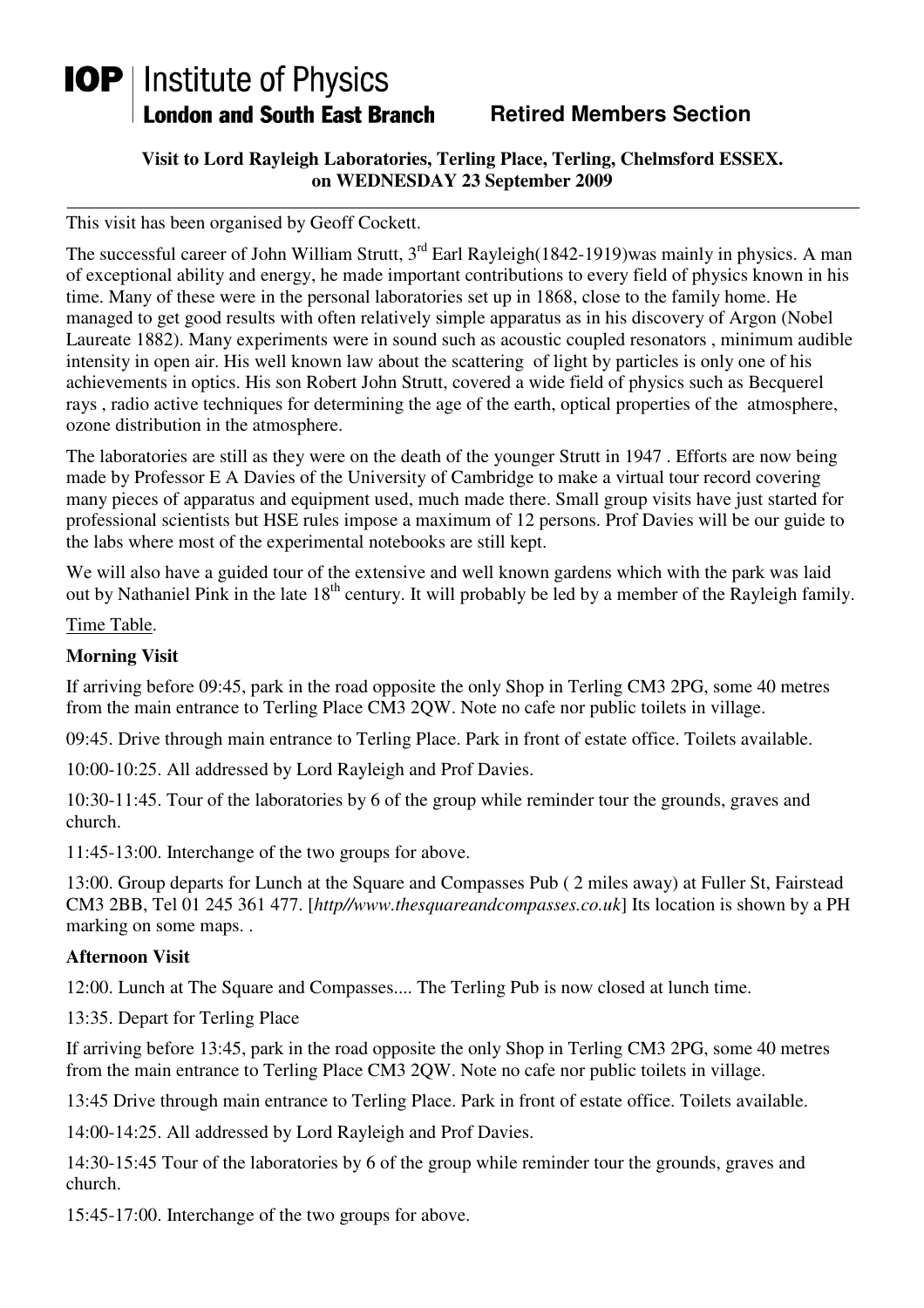# IOP | Institute of Physics

**London and South East Branch** **Retired Members Section**

**Visit to Lord Rayleigh Laboratories, Terling Place, Terling, Chelmsford ESSEX. on WEDNESDAY 23 September 2009**

---

This visit has been organised by Geoff Cockett.

The successful career of John William Strutt, 3rd Earl Rayleigh(1842-1919)was mainly in physics. A man of exceptional ability and energy, he made important contributions to every field of physics known in his time. Many of these were in the personal laboratories set up in 1868, close to the family home. He managed to get good results with often relatively simple apparatus as in his discovery of Argon (Nobel Laureate 1882). Many experiments were in sound such as acoustic coupled resonators , minimum audible intensity in open air. His well known law about the scattering of light by particles is only one of his achievements in optics. His son Robert John Strutt, covered a wide field of physics such as Becquerel rays , radio active techniques for determining the age of the earth, optical properties of the atmosphere, ozone distribution in the atmosphere.

The laboratories are still as they were on the death of the younger Strutt in 1947 . Efforts are now being made by Professor E A Davies of the University of Cambridge to make a virtual tour record covering many pieces of apparatus and equipment used, much made there. Small group visits have just started for professional scientists but HSE rules impose a maximum of 12 persons. Prof Davies will be our guide to the labs where most of the experimental notebooks are still kept.

We will also have a guided tour of the extensive and well known gardens which with the park was laid out by Nathaniel Pink in the late 18th century. It will probably be led by a member of the Rayleigh family.

Time Table.

**Morning Visit**

If arriving before 09:45, park in the road opposite the only Shop in Terling CM3 2PG, some 40 metres from the main entrance to Terling Place CM3 2QW. Note no cafe nor public toilets in village.

09:45. Drive through main entrance to Terling Place. Park in front of estate office. Toilets available.

10:00-10:25. All addressed by Lord Rayleigh and Prof Davies.

10:30-11:45. Tour of the laboratories by 6 of the group while reminder tour the grounds, graves and church.

11:45-13:00. Interchange of the two groups for above.

13:00. Group departs for Lunch at the Square and Compasses Pub ( 2 miles away) at Fuller St, Fairstead CM3 2BB, Tel 01 245 361 477. [*http//www.thesquareandcompasses.co.uk*] Its location is shown by a PH marking on some maps. .

**Afternoon Visit**

12:00. Lunch at The Square and Compasses.... The Terling Pub is now closed at lunch time.

13:35. Depart for Terling Place

If arriving before 13:45, park in the road opposite the only Shop in Terling CM3 2PG, some 40 metres from the main entrance to Terling Place CM3 2QW. Note no cafe nor public toilets in village.

13:45 Drive through main entrance to Terling Place. Park in front of estate office. Toilets available.

14:00-14:25. All addressed by Lord Rayleigh and Prof Davies.

14:30-15:45 Tour of the laboratories by 6 of the group while reminder tour the grounds, graves and church.

15:45-17:00. Interchange of the two groups for above.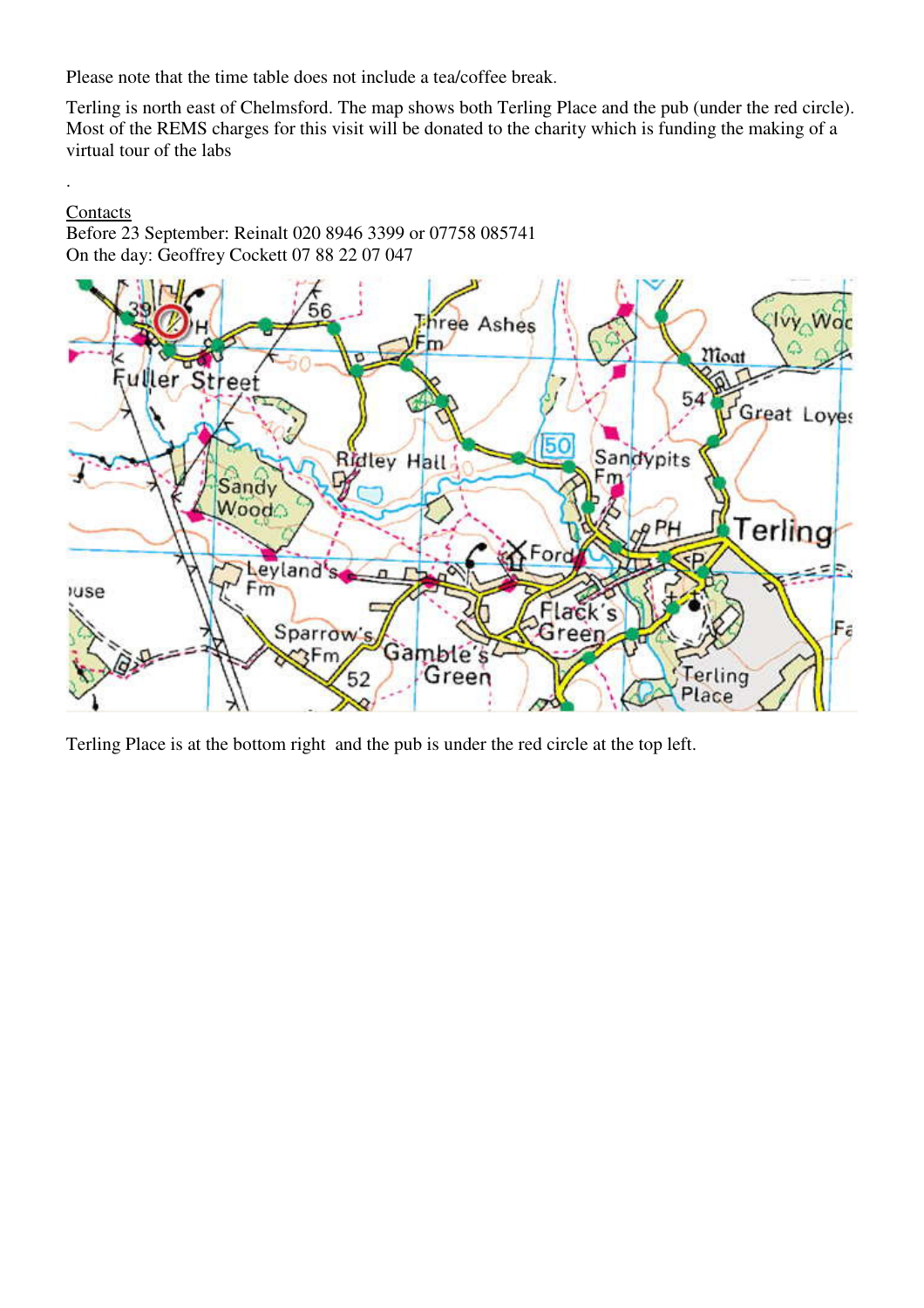Please note that the time table does not include a tea/coffee break.

Terling is north east of Chelmsford. The map shows both Terling Place and the pub (under the red circle). Most of the REMS charges for this visit will be donated to the charity which is funding the making of a virtual tour of the labs

.

Contacts
Before 23 September: Reinalt 020 8946 3399 or 07758 085741
On the day: Geoffrey Cockett 07 88 22 07 047

Terling Place is at the bottom right and the pub is under the red circle at the top left.